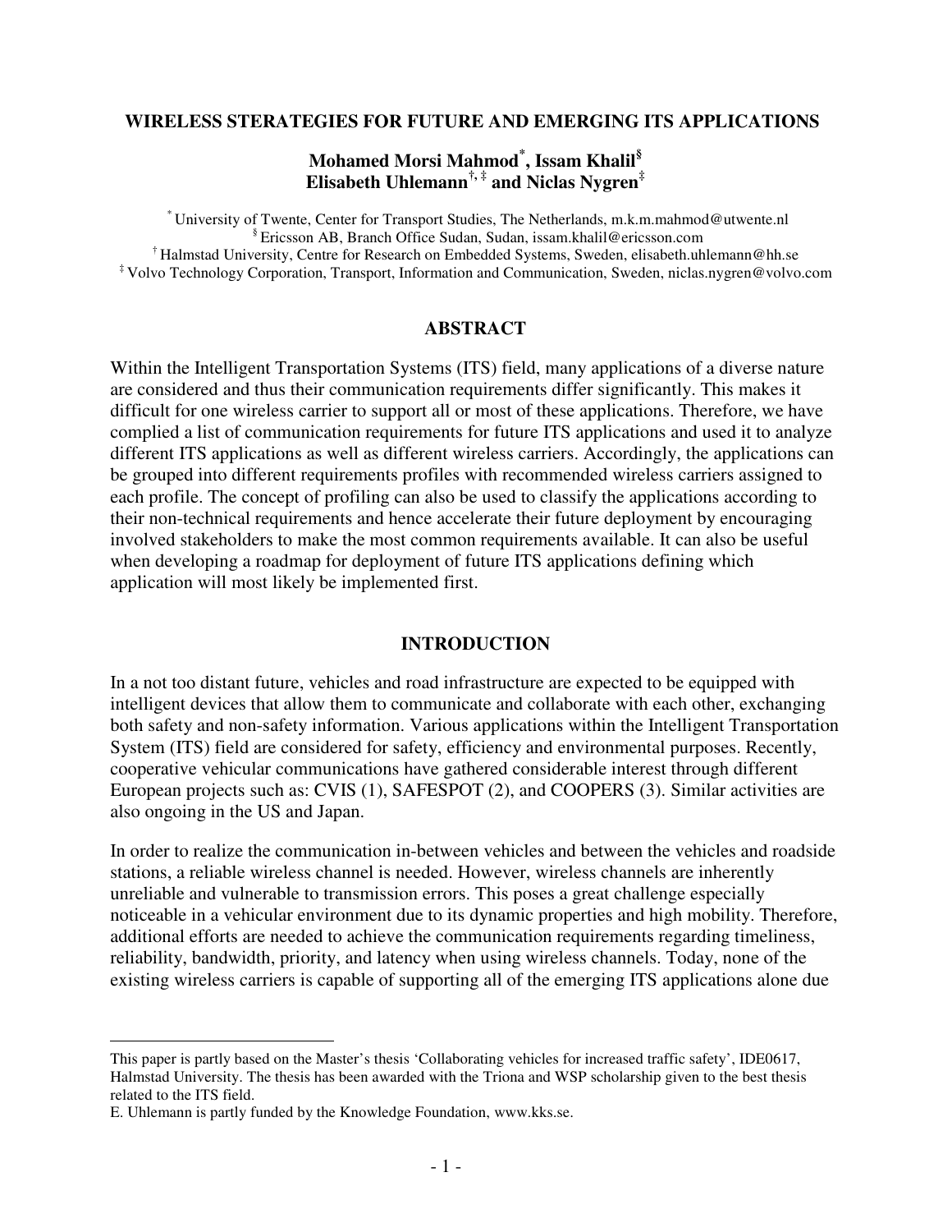# WIRELESS STERATEGIES FOR FUTURE AND EMERGING ITS APPLICATIONS

**Mohamed Morsi Mahmod[*], Issam Khalil[§]**
**Elisabeth Uhlemann[†, ‡] and Niclas Nygren[‡]**

[*] University of Twente, Center for Transport Studies, The Netherlands, m.k.m.mahmod@utwente.nl
[§] Ericsson AB, Branch Office Sudan, Sudan, issam.khalil@ericsson.com
[†] Halmstad University, Centre for Research on Embedded Systems, Sweden, elisabeth.uhlemann@hh.se
[‡] Volvo Technology Corporation, Transport, Information and Communication, Sweden, niclas.nygren@volvo.com

## ABSTRACT

Within the Intelligent Transportation Systems (ITS) field, many applications of a diverse nature are considered and thus their communication requirements differ significantly. This makes it difficult for one wireless carrier to support all or most of these applications. Therefore, we have complied a list of communication requirements for future ITS applications and used it to analyze different ITS applications as well as different wireless carriers. Accordingly, the applications can be grouped into different requirements profiles with recommended wireless carriers assigned to each profile. The concept of profiling can also be used to classify the applications according to their non-technical requirements and hence accelerate their future deployment by encouraging involved stakeholders to make the most common requirements available. It can also be useful when developing a roadmap for deployment of future ITS applications defining which application will most likely be implemented first.

## INTRODUCTION

In a not too distant future, vehicles and road infrastructure are expected to be equipped with intelligent devices that allow them to communicate and collaborate with each other, exchanging both safety and non-safety information. Various applications within the Intelligent Transportation System (ITS) field are considered for safety, efficiency and environmental purposes. Recently, cooperative vehicular communications have gathered considerable interest through different European projects such as: CVIS (1), SAFESPOT (2), and COOPERS (3). Similar activities are also ongoing in the US and Japan.

In order to realize the communication in-between vehicles and between the vehicles and roadside stations, a reliable wireless channel is needed. However, wireless channels are inherently unreliable and vulnerable to transmission errors. This poses a great challenge especially noticeable in a vehicular environment due to its dynamic properties and high mobility. Therefore, additional efforts are needed to achieve the communication requirements regarding timeliness, reliability, bandwidth, priority, and latency when using wireless channels. Today, none of the existing wireless carriers is capable of supporting all of the emerging ITS applications alone due

---

This paper is partly based on the Master's thesis 'Collaborating vehicles for increased traffic safety', IDE0617, Halmstad University. The thesis has been awarded with the Triona and WSP scholarship given to the best thesis related to the ITS field.

E. Uhlemann is partly funded by the Knowledge Foundation, www.kks.se.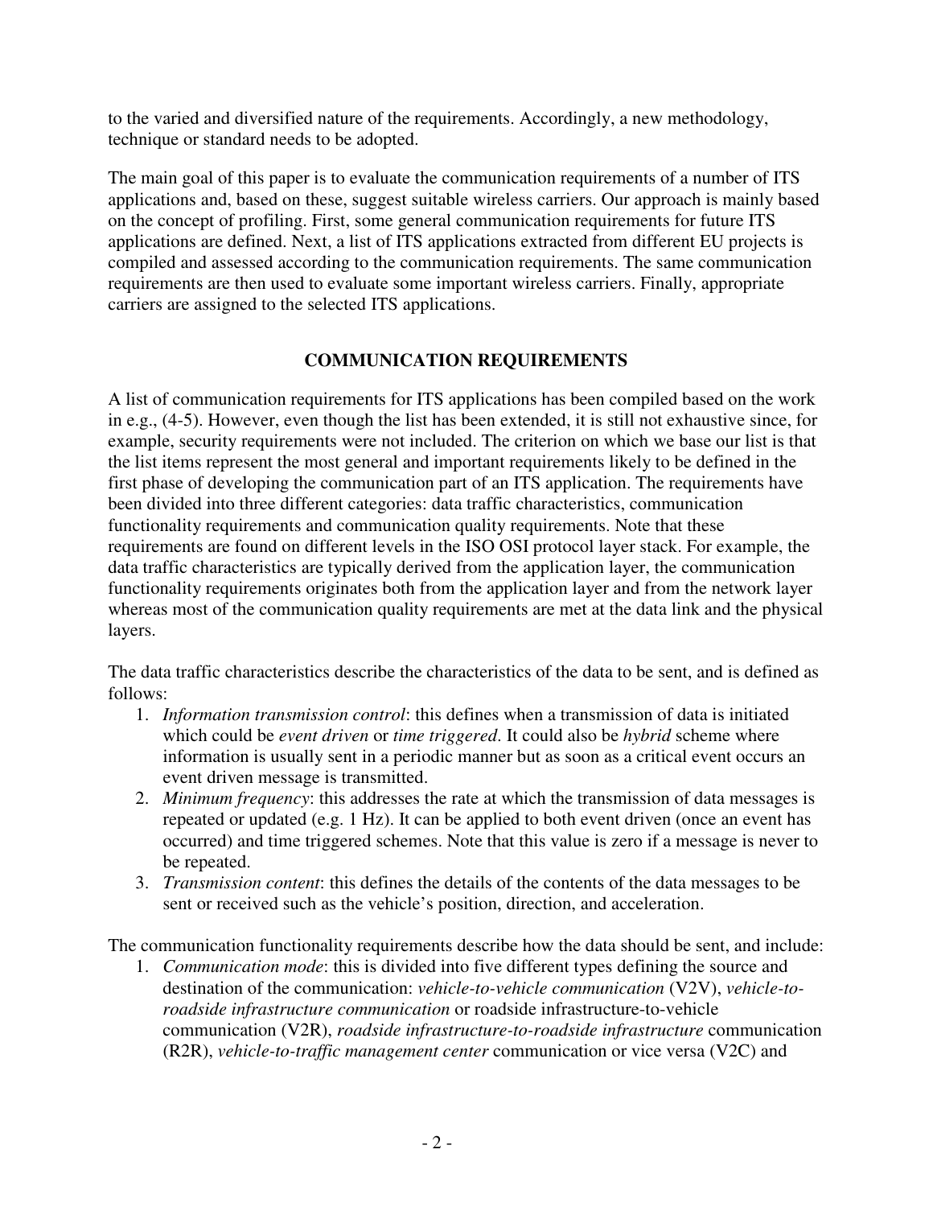to the varied and diversified nature of the requirements. Accordingly, a new methodology, technique or standard needs to be adopted.

The main goal of this paper is to evaluate the communication requirements of a number of ITS applications and, based on these, suggest suitable wireless carriers. Our approach is mainly based on the concept of profiling. First, some general communication requirements for future ITS applications are defined. Next, a list of ITS applications extracted from different EU projects is compiled and assessed according to the communication requirements. The same communication requirements are then used to evaluate some important wireless carriers. Finally, appropriate carriers are assigned to the selected ITS applications.

## COMMUNICATION REQUIREMENTS

A list of communication requirements for ITS applications has been compiled based on the work in e.g., (4-5). However, even though the list has been extended, it is still not exhaustive since, for example, security requirements were not included. The criterion on which we base our list is that the list items represent the most general and important requirements likely to be defined in the first phase of developing the communication part of an ITS application. The requirements have been divided into three different categories: data traffic characteristics, communication functionality requirements and communication quality requirements. Note that these requirements are found on different levels in the ISO OSI protocol layer stack. For example, the data traffic characteristics are typically derived from the application layer, the communication functionality requirements originates both from the application layer and from the network layer whereas most of the communication quality requirements are met at the data link and the physical layers.

The data traffic characteristics describe the characteristics of the data to be sent, and is defined as follows:

1. *Information transmission control*: this defines when a transmission of data is initiated which could be *event driven* or *time triggered*. It could also be *hybrid* scheme where information is usually sent in a periodic manner but as soon as a critical event occurs an event driven message is transmitted.
2. *Minimum frequency*: this addresses the rate at which the transmission of data messages is repeated or updated (e.g. 1 Hz). It can be applied to both event driven (once an event has occurred) and time triggered schemes. Note that this value is zero if a message is never to be repeated.
3. *Transmission content*: this defines the details of the contents of the data messages to be sent or received such as the vehicle's position, direction, and acceleration.

The communication functionality requirements describe how the data should be sent, and include:

1. *Communication mode*: this is divided into five different types defining the source and destination of the communication: *vehicle-to-vehicle communication* (V2V), *vehicle-to-roadside infrastructure communication* or roadside infrastructure-to-vehicle communication (V2R), *roadside infrastructure-to-roadside infrastructure* communication (R2R), *vehicle-to-traffic management center* communication or vice versa (V2C) and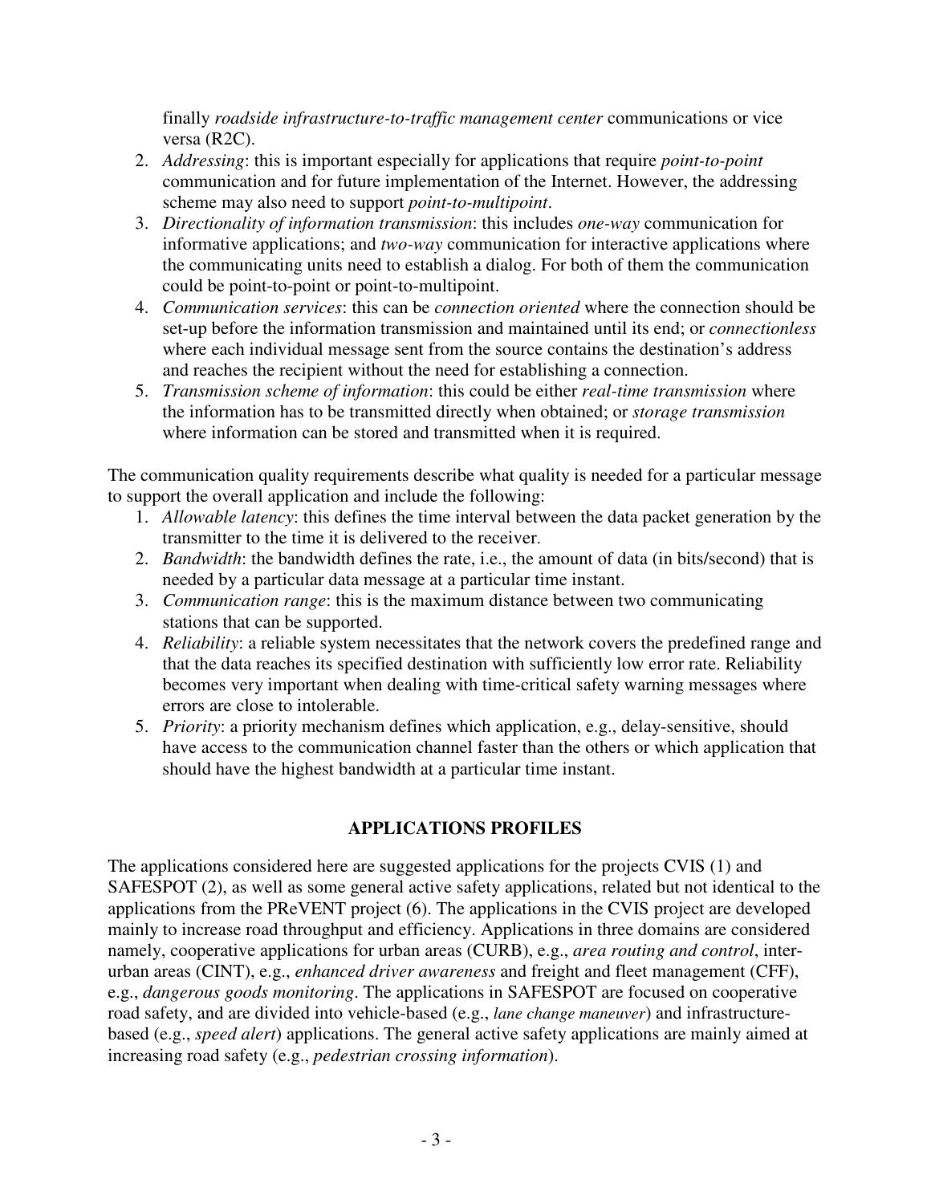finally *roadside infrastructure-to-traffic management center* communications or vice versa (R2C).

2. *Addressing*: this is important especially for applications that require *point-to-point* communication and for future implementation of the Internet. However, the addressing scheme may also need to support *point-to-multipoint*.
3. *Directionality of information transmission*: this includes *one-way* communication for informative applications; and *two-way* communication for interactive applications where the communicating units need to establish a dialog. For both of them the communication could be point-to-point or point-to-multipoint.
4. *Communication services*: this can be *connection oriented* where the connection should be set-up before the information transmission and maintained until its end; or *connectionless* where each individual message sent from the source contains the destination's address and reaches the recipient without the need for establishing a connection.
5. *Transmission scheme of information*: this could be either *real-time transmission* where the information has to be transmitted directly when obtained; or *storage transmission* where information can be stored and transmitted when it is required.

The communication quality requirements describe what quality is needed for a particular message to support the overall application and include the following:

1. *Allowable latency*: this defines the time interval between the data packet generation by the transmitter to the time it is delivered to the receiver.
2. *Bandwidth*: the bandwidth defines the rate, i.e., the amount of data (in bits/second) that is needed by a particular data message at a particular time instant.
3. *Communication range*: this is the maximum distance between two communicating stations that can be supported.
4. *Reliability*: a reliable system necessitates that the network covers the predefined range and that the data reaches its specified destination with sufficiently low error rate. Reliability becomes very important when dealing with time-critical safety warning messages where errors are close to intolerable.
5. *Priority*: a priority mechanism defines which application, e.g., delay-sensitive, should have access to the communication channel faster than the others or which application that should have the highest bandwidth at a particular time instant.

## APPLICATIONS PROFILES

The applications considered here are suggested applications for the projects CVIS (1) and SAFESPOT (2), as well as some general active safety applications, related but not identical to the applications from the PReVENT project (6). The applications in the CVIS project are developed mainly to increase road throughput and efficiency. Applications in three domains are considered namely, cooperative applications for urban areas (CURB), e.g., *area routing and control*, inter-urban areas (CINT), e.g., *enhanced driver awareness* and freight and fleet management (CFF), e.g., *dangerous goods monitoring*. The applications in SAFESPOT are focused on cooperative road safety, and are divided into vehicle-based (e.g., *lane change maneuver*) and infrastructure-based (e.g., *speed alert*) applications. The general active safety applications are mainly aimed at increasing road safety (e.g., *pedestrian crossing information*).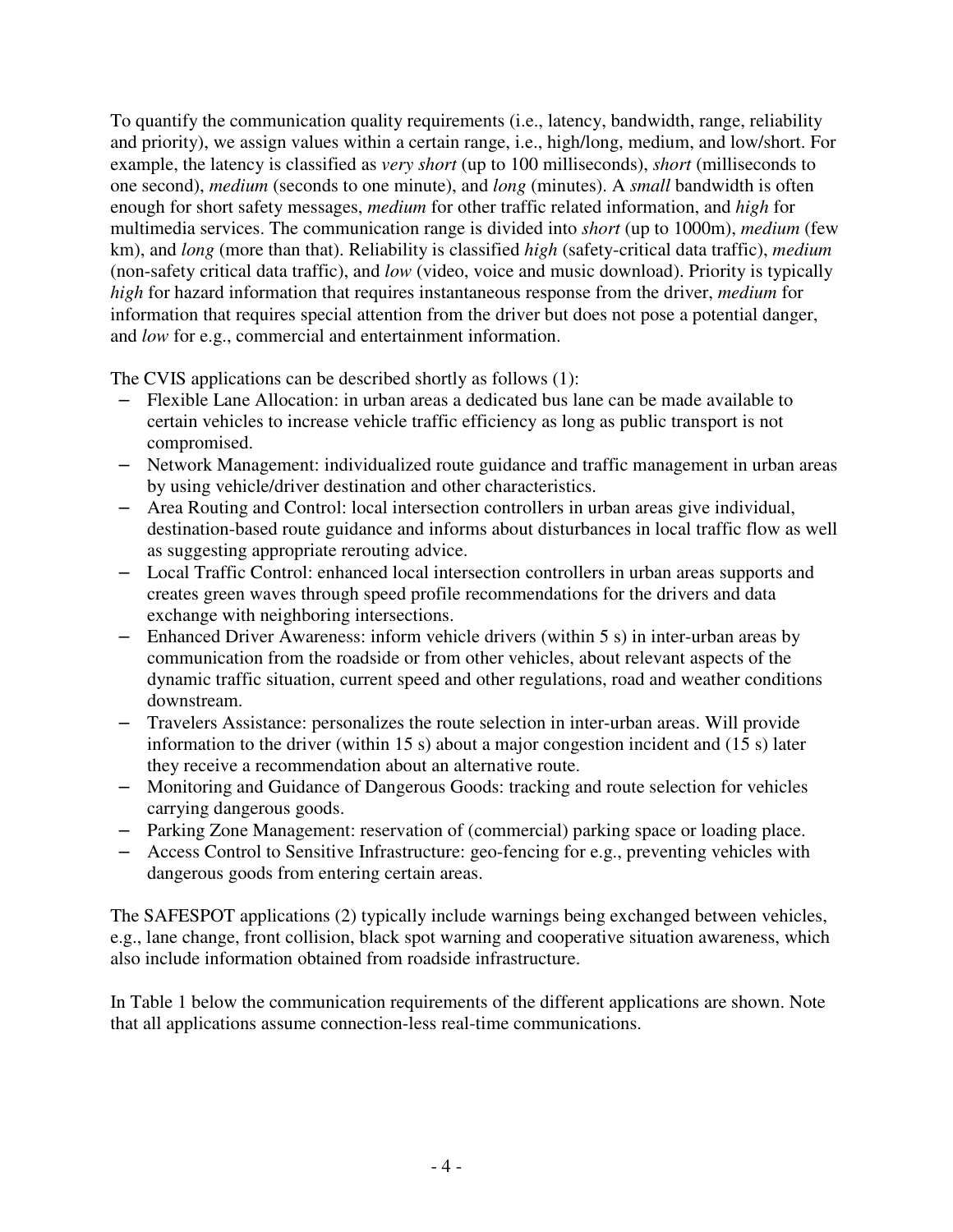To quantify the communication quality requirements (i.e., latency, bandwidth, range, reliability and priority), we assign values within a certain range, i.e., high/long, medium, and low/short. For example, the latency is classified as *very short* (up to 100 milliseconds), *short* (milliseconds to one second), *medium* (seconds to one minute), and *long* (minutes). A *small* bandwidth is often enough for short safety messages, *medium* for other traffic related information, and *high* for multimedia services. The communication range is divided into *short* (up to 1000m), *medium* (few km), and *long* (more than that). Reliability is classified *high* (safety-critical data traffic), *medium* (non-safety critical data traffic), and *low* (video, voice and music download). Priority is typically *high* for hazard information that requires instantaneous response from the driver, *medium* for information that requires special attention from the driver but does not pose a potential danger, and *low* for e.g., commercial and entertainment information.

The CVIS applications can be described shortly as follows (1):

- Flexible Lane Allocation: in urban areas a dedicated bus lane can be made available to certain vehicles to increase vehicle traffic efficiency as long as public transport is not compromised.
- Network Management: individualized route guidance and traffic management in urban areas by using vehicle/driver destination and other characteristics.
- Area Routing and Control: local intersection controllers in urban areas give individual, destination-based route guidance and informs about disturbances in local traffic flow as well as suggesting appropriate rerouting advice.
- Local Traffic Control: enhanced local intersection controllers in urban areas supports and creates green waves through speed profile recommendations for the drivers and data exchange with neighboring intersections.
- Enhanced Driver Awareness: inform vehicle drivers (within 5 s) in inter-urban areas by communication from the roadside or from other vehicles, about relevant aspects of the dynamic traffic situation, current speed and other regulations, road and weather conditions downstream.
- Travelers Assistance: personalizes the route selection in inter-urban areas. Will provide information to the driver (within 15 s) about a major congestion incident and (15 s) later they receive a recommendation about an alternative route.
- Monitoring and Guidance of Dangerous Goods: tracking and route selection for vehicles carrying dangerous goods.
- Parking Zone Management: reservation of (commercial) parking space or loading place.
- Access Control to Sensitive Infrastructure: geo-fencing for e.g., preventing vehicles with dangerous goods from entering certain areas.

The SAFESPOT applications (2) typically include warnings being exchanged between vehicles, e.g., lane change, front collision, black spot warning and cooperative situation awareness, which also include information obtained from roadside infrastructure.

In Table 1 below the communication requirements of the different applications are shown. Note that all applications assume connection-less real-time communications.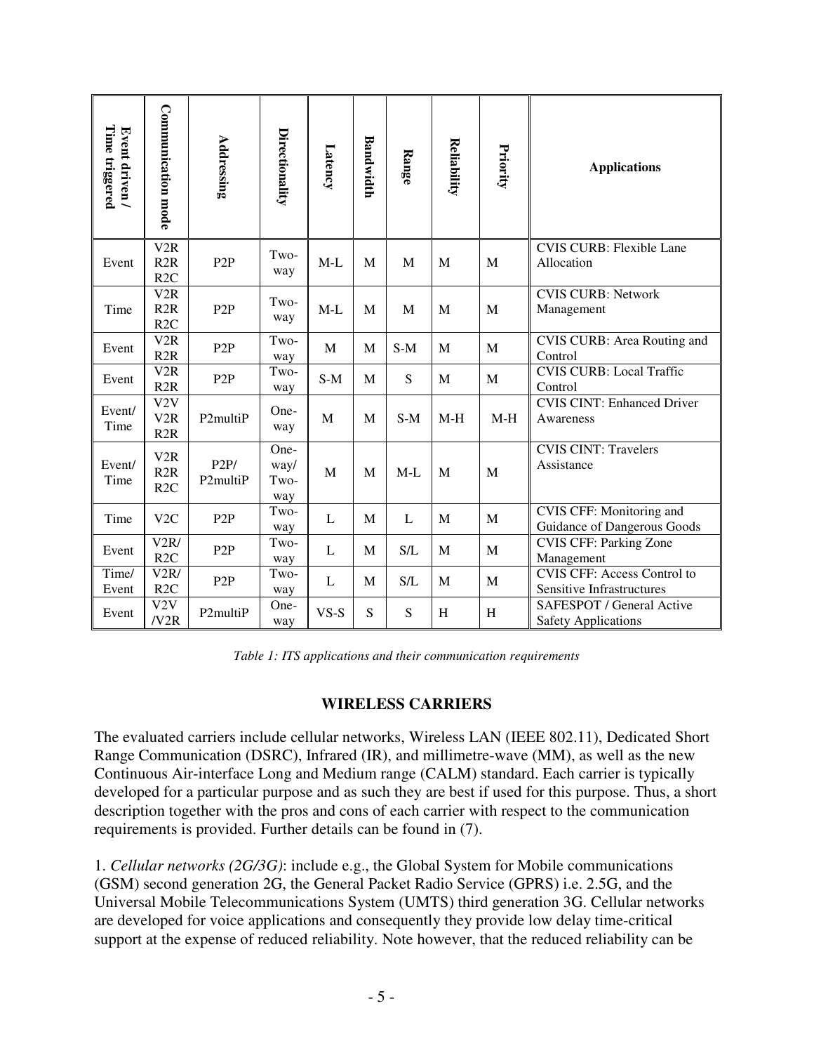| Event driven / Time triggered | Communication mode | Addressing | Directionality | Latency | Bandwidth | Range | Reliability | Priority | Applications |
|---|---|---|---|---|---|---|---|---|---|
| Event | V2R R2R R2C | P2P | Two-way | M-L | M | M | M | M | CVIS CURB: Flexible Lane Allocation |
| Time | V2R R2R R2C | P2P | Two-way | M-L | M | M | M | M | CVIS CURB: Network Management |
| Event | V2R R2R | P2P | Two-way | M | M | S-M | M | M | CVIS CURB: Area Routing and Control |
| Event | V2R R2R | P2P | Two-way | S-M | M | S | M | M | CVIS CURB: Local Traffic Control |
| Event/ Time | V2V V2R R2R | P2multiP | One-way | M | M | S-M | M-H | M-H | CVIS CINT: Enhanced Driver Awareness |
| Event/ Time | V2R R2R R2C | P2P/ P2multiP | One-way/ Two-way | M | M | M-L | M | M | CVIS CINT: Travelers Assistance |
| Time | V2C | P2P | Two-way | L | M | L | M | M | CVIS CFF: Monitoring and Guidance of Dangerous Goods |
| Event | V2R/ R2C | P2P | Two-way | L | M | S/L | M | M | CVIS CFF: Parking Zone Management |
| Time/ Event | V2R/ R2C | P2P | Two-way | L | M | S/L | M | M | CVIS CFF: Access Control to Sensitive Infrastructures |
| Event | V2V /V2R | P2multiP | One-way | VS-S | S | S | H | H | SAFESPOT / General Active Safety Applications |

*Table 1: ITS applications and their communication requirements*

## WIRELESS CARRIERS

The evaluated carriers include cellular networks, Wireless LAN (IEEE 802.11), Dedicated Short Range Communication (DSRC), Infrared (IR), and millimetre-wave (MM), as well as the new Continuous Air-interface Long and Medium range (CALM) standard. Each carrier is typically developed for a particular purpose and as such they are best if used for this purpose. Thus, a short description together with the pros and cons of each carrier with respect to the communication requirements is provided. Further details can be found in (7).

1. *Cellular networks (2G/3G)*: include e.g., the Global System for Mobile communications (GSM) second generation 2G, the General Packet Radio Service (GPRS) i.e. 2.5G, and the Universal Mobile Telecommunications System (UMTS) third generation 3G. Cellular networks are developed for voice applications and consequently they provide low delay time-critical support at the expense of reduced reliability. Note however, that the reduced reliability can be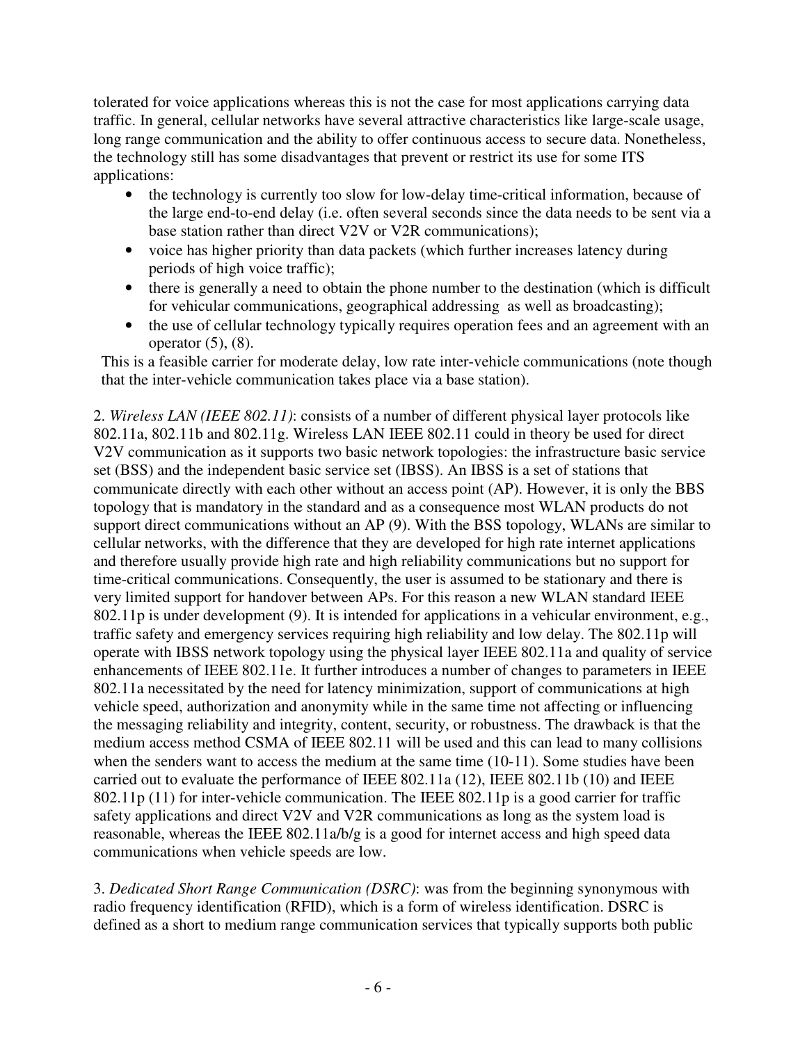tolerated for voice applications whereas this is not the case for most applications carrying data traffic. In general, cellular networks have several attractive characteristics like large-scale usage, long range communication and the ability to offer continuous access to secure data. Nonetheless, the technology still has some disadvantages that prevent or restrict its use for some ITS applications:

- the technology is currently too slow for low-delay time-critical information, because of the large end-to-end delay (i.e. often several seconds since the data needs to be sent via a base station rather than direct V2V or V2R communications);
- voice has higher priority than data packets (which further increases latency during periods of high voice traffic);
- there is generally a need to obtain the phone number to the destination (which is difficult for vehicular communications, geographical addressing as well as broadcasting);
- the use of cellular technology typically requires operation fees and an agreement with an operator (5), (8).

This is a feasible carrier for moderate delay, low rate inter-vehicle communications (note though that the inter-vehicle communication takes place via a base station).

2. *Wireless LAN (IEEE 802.11)*: consists of a number of different physical layer protocols like 802.11a, 802.11b and 802.11g. Wireless LAN IEEE 802.11 could in theory be used for direct V2V communication as it supports two basic network topologies: the infrastructure basic service set (BSS) and the independent basic service set (IBSS). An IBSS is a set of stations that communicate directly with each other without an access point (AP). However, it is only the BBS topology that is mandatory in the standard and as a consequence most WLAN products do not support direct communications without an AP (9). With the BSS topology, WLANs are similar to cellular networks, with the difference that they are developed for high rate internet applications and therefore usually provide high rate and high reliability communications but no support for time-critical communications. Consequently, the user is assumed to be stationary and there is very limited support for handover between APs. For this reason a new WLAN standard IEEE 802.11p is under development (9). It is intended for applications in a vehicular environment, e.g., traffic safety and emergency services requiring high reliability and low delay. The 802.11p will operate with IBSS network topology using the physical layer IEEE 802.11a and quality of service enhancements of IEEE 802.11e. It further introduces a number of changes to parameters in IEEE 802.11a necessitated by the need for latency minimization, support of communications at high vehicle speed, authorization and anonymity while in the same time not affecting or influencing the messaging reliability and integrity, content, security, or robustness. The drawback is that the medium access method CSMA of IEEE 802.11 will be used and this can lead to many collisions when the senders want to access the medium at the same time (10-11). Some studies have been carried out to evaluate the performance of IEEE 802.11a (12), IEEE 802.11b (10) and IEEE 802.11p (11) for inter-vehicle communication. The IEEE 802.11p is a good carrier for traffic safety applications and direct V2V and V2R communications as long as the system load is reasonable, whereas the IEEE 802.11a/b/g is a good for internet access and high speed data communications when vehicle speeds are low.

3. *Dedicated Short Range Communication (DSRC)*: was from the beginning synonymous with radio frequency identification (RFID), which is a form of wireless identification. DSRC is defined as a short to medium range communication services that typically supports both public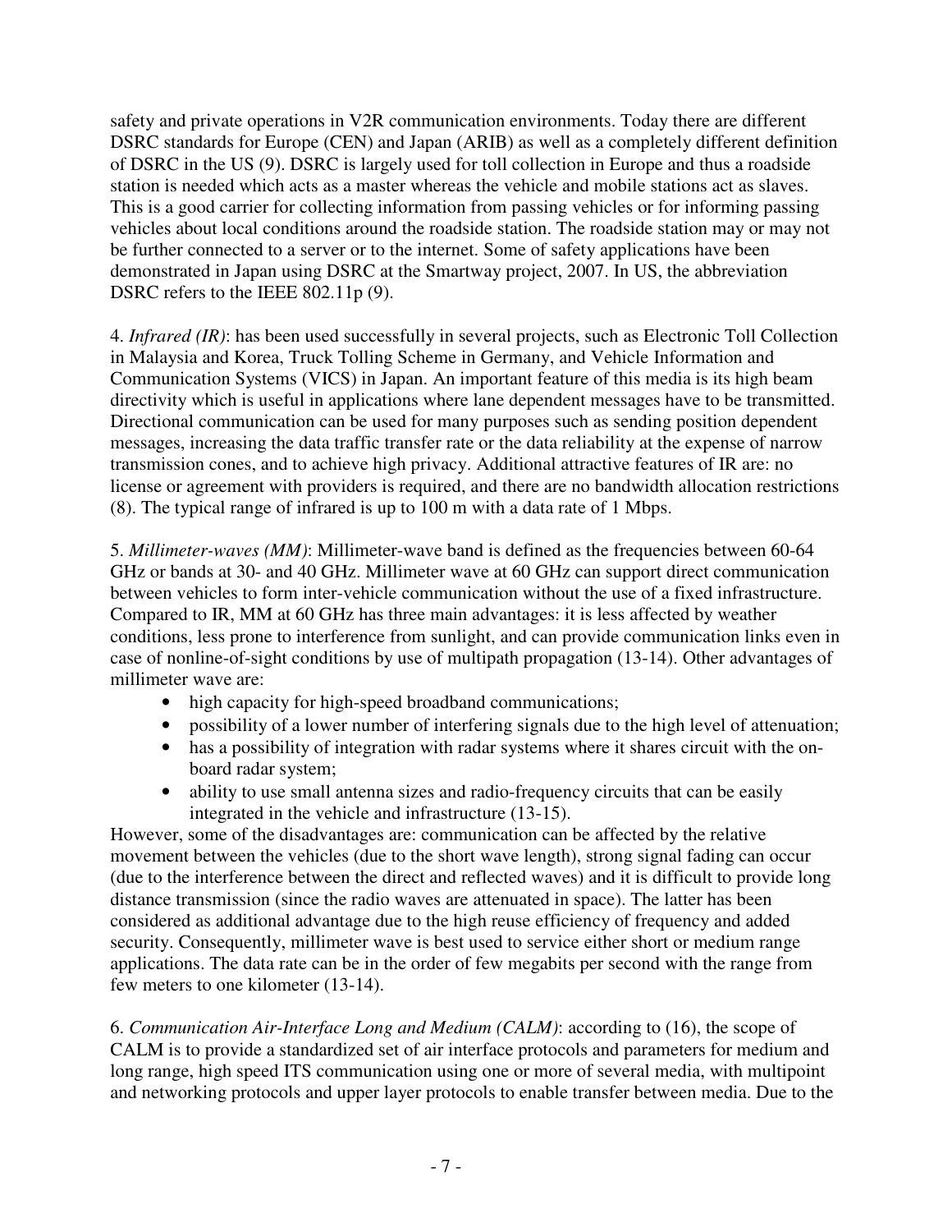safety and private operations in V2R communication environments. Today there are different DSRC standards for Europe (CEN) and Japan (ARIB) as well as a completely different definition of DSRC in the US (9). DSRC is largely used for toll collection in Europe and thus a roadside station is needed which acts as a master whereas the vehicle and mobile stations act as slaves. This is a good carrier for collecting information from passing vehicles or for informing passing vehicles about local conditions around the roadside station. The roadside station may or may not be further connected to a server or to the internet. Some of safety applications have been demonstrated in Japan using DSRC at the Smartway project, 2007. In US, the abbreviation DSRC refers to the IEEE 802.11p (9).

4. *Infrared (IR)*: has been used successfully in several projects, such as Electronic Toll Collection in Malaysia and Korea, Truck Tolling Scheme in Germany, and Vehicle Information and Communication Systems (VICS) in Japan. An important feature of this media is its high beam directivity which is useful in applications where lane dependent messages have to be transmitted. Directional communication can be used for many purposes such as sending position dependent messages, increasing the data traffic transfer rate or the data reliability at the expense of narrow transmission cones, and to achieve high privacy. Additional attractive features of IR are: no license or agreement with providers is required, and there are no bandwidth allocation restrictions (8). The typical range of infrared is up to 100 m with a data rate of 1 Mbps.

5. *Millimeter-waves (MM)*: Millimeter-wave band is defined as the frequencies between 60-64 GHz or bands at 30- and 40 GHz. Millimeter wave at 60 GHz can support direct communication between vehicles to form inter-vehicle communication without the use of a fixed infrastructure. Compared to IR, MM at 60 GHz has three main advantages: it is less affected by weather conditions, less prone to interference from sunlight, and can provide communication links even in case of nonline-of-sight conditions by use of multipath propagation (13-14). Other advantages of millimeter wave are:

- high capacity for high-speed broadband communications;
- possibility of a lower number of interfering signals due to the high level of attenuation;
- has a possibility of integration with radar systems where it shares circuit with the on-board radar system;
- ability to use small antenna sizes and radio-frequency circuits that can be easily integrated in the vehicle and infrastructure (13-15).

However, some of the disadvantages are: communication can be affected by the relative movement between the vehicles (due to the short wave length), strong signal fading can occur (due to the interference between the direct and reflected waves) and it is difficult to provide long distance transmission (since the radio waves are attenuated in space). The latter has been considered as additional advantage due to the high reuse efficiency of frequency and added security. Consequently, millimeter wave is best used to service either short or medium range applications. The data rate can be in the order of few megabits per second with the range from few meters to one kilometer (13-14).

6. *Communication Air-Interface Long and Medium (CALM)*: according to (16), the scope of CALM is to provide a standardized set of air interface protocols and parameters for medium and long range, high speed ITS communication using one or more of several media, with multipoint and networking protocols and upper layer protocols to enable transfer between media. Due to the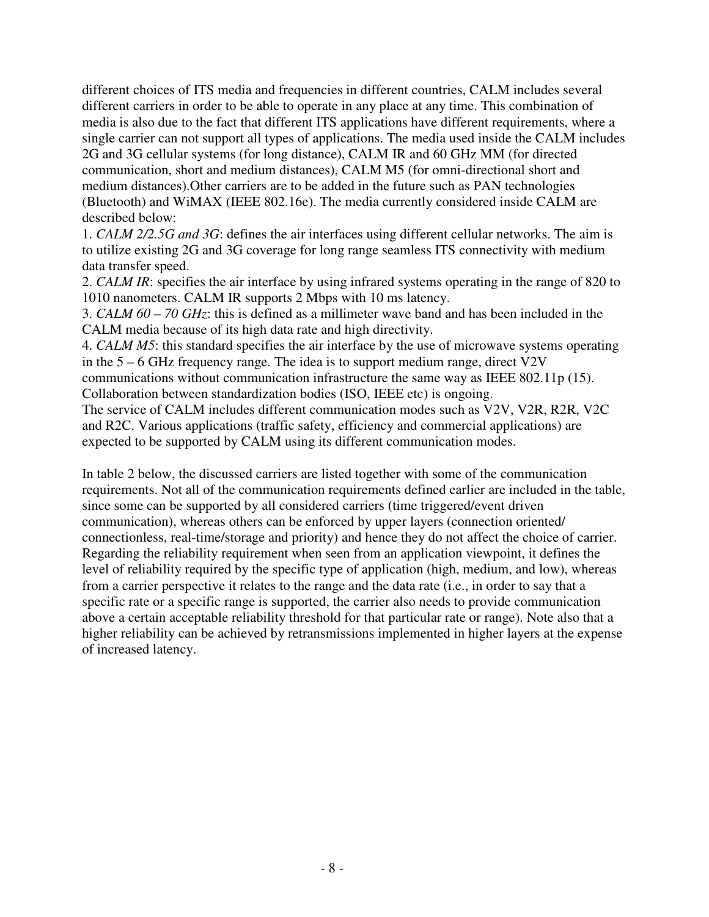different choices of ITS media and frequencies in different countries, CALM includes several different carriers in order to be able to operate in any place at any time. This combination of media is also due to the fact that different ITS applications have different requirements, where a single carrier can not support all types of applications. The media used inside the CALM includes 2G and 3G cellular systems (for long distance), CALM IR and 60 GHz MM (for directed communication, short and medium distances), CALM M5 (for omni-directional short and medium distances).Other carriers are to be added in the future such as PAN technologies (Bluetooth) and WiMAX (IEEE 802.16e). The media currently considered inside CALM are described below:

1. *CALM 2/2.5G and 3G*: defines the air interfaces using different cellular networks. The aim is to utilize existing 2G and 3G coverage for long range seamless ITS connectivity with medium data transfer speed.
2. *CALM IR*: specifies the air interface by using infrared systems operating in the range of 820 to 1010 nanometers. CALM IR supports 2 Mbps with 10 ms latency.
3. *CALM 60 – 70 GHz*: this is defined as a millimeter wave band and has been included in the CALM media because of its high data rate and high directivity.
4. *CALM M5*: this standard specifies the air interface by the use of microwave systems operating in the 5 – 6 GHz frequency range. The idea is to support medium range, direct V2V communications without communication infrastructure the same way as IEEE 802.11p (15). Collaboration between standardization bodies (ISO, IEEE etc) is ongoing.

The service of CALM includes different communication modes such as V2V, V2R, R2R, V2C and R2C. Various applications (traffic safety, efficiency and commercial applications) are expected to be supported by CALM using its different communication modes.

In table 2 below, the discussed carriers are listed together with some of the communication requirements. Not all of the communication requirements defined earlier are included in the table, since some can be supported by all considered carriers (time triggered/event driven communication), whereas others can be enforced by upper layers (connection oriented/ connectionless, real-time/storage and priority) and hence they do not affect the choice of carrier. Regarding the reliability requirement when seen from an application viewpoint, it defines the level of reliability required by the specific type of application (high, medium, and low), whereas from a carrier perspective it relates to the range and the data rate (i.e., in order to say that a specific rate or a specific range is supported, the carrier also needs to provide communication above a certain acceptable reliability threshold for that particular rate or range). Note also that a higher reliability can be achieved by retransmissions implemented in higher layers at the expense of increased latency.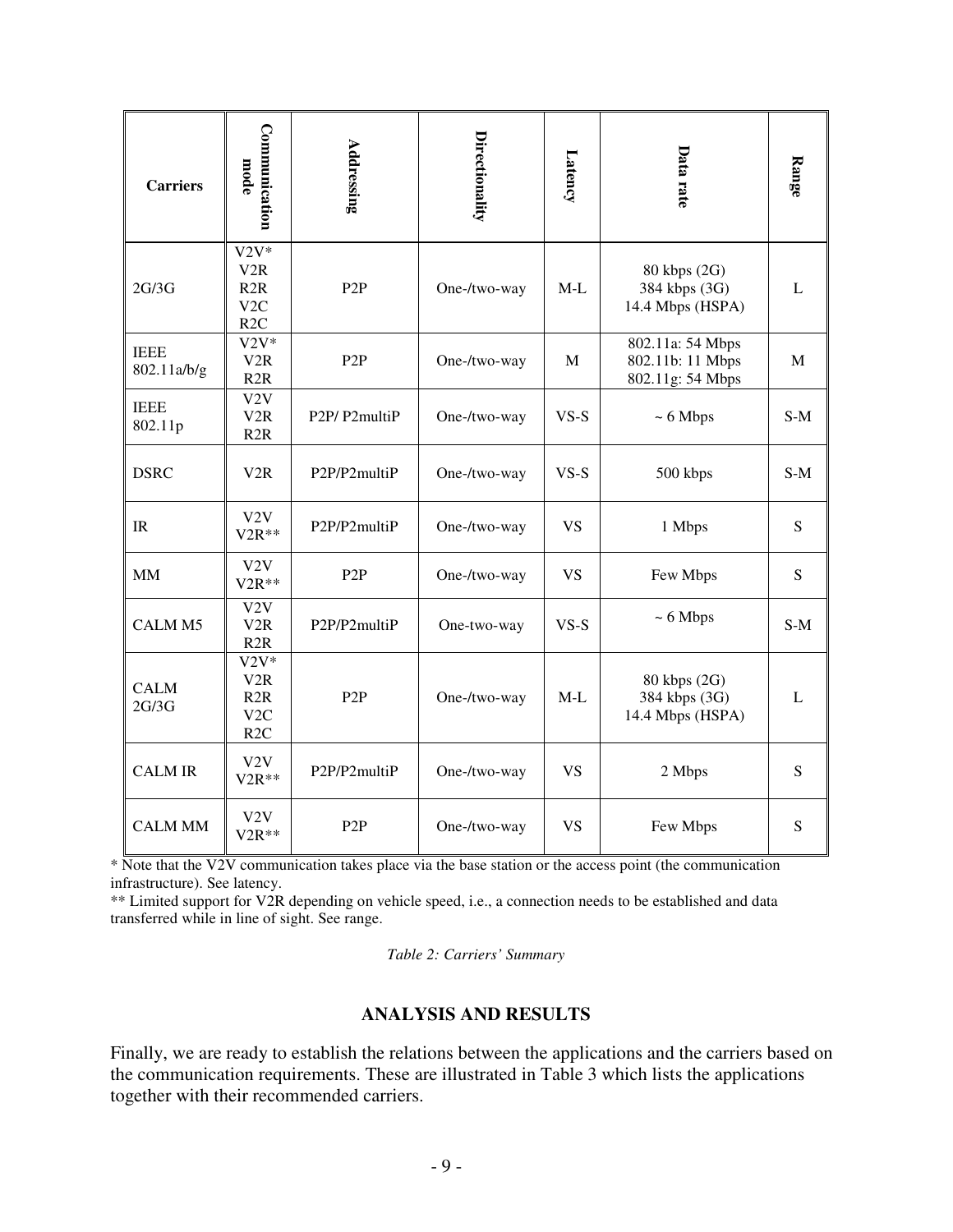| Carriers | Communication mode | Addressing | Directionality | Latency | Data rate | Range |
|---|---|---|---|---|---|---|
| 2G/3G | V2V* V2R R2R V2C R2C | P2P | One-/two-way | M-L | 80 kbps (2G) 384 kbps (3G) 14.4 Mbps (HSPA) | L |
| IEEE 802.11a/b/g | V2V* V2R R2R | P2P | One-/two-way | M | 802.11a: 54 Mbps 802.11b: 11 Mbps 802.11g: 54 Mbps | M |
| IEEE 802.11p | V2V V2R R2R | P2P/ P2multiP | One-/two-way | VS-S | ~ 6 Mbps | S-M |
| DSRC | V2R | P2P/P2multiP | One-/two-way | VS-S | 500 kbps | S-M |
| IR | V2V V2R** | P2P/P2multiP | One-/two-way | VS | 1 Mbps | S |
| MM | V2V V2R** | P2P | One-/two-way | VS | Few Mbps | S |
| CALM M5 | V2V V2R R2R | P2P/P2multiP | One-two-way | VS-S | ~ 6 Mbps | S-M |
| CALM 2G/3G | V2V* V2R R2R V2C R2C | P2P | One-/two-way | M-L | 80 kbps (2G) 384 kbps (3G) 14.4 Mbps (HSPA) | L |
| CALM IR | V2V V2R** | P2P/P2multiP | One-/two-way | VS | 2 Mbps | S |
| CALM MM | V2V V2R** | P2P | One-/two-way | VS | Few Mbps | S |

* Note that the V2V communication takes place via the base station or the access point (the communication infrastructure). See latency.

** Limited support for V2R depending on vehicle speed, i.e., a connection needs to be established and data transferred while in line of sight. See range.

*Table 2: Carriers' Summary*

## ANALYSIS AND RESULTS

Finally, we are ready to establish the relations between the applications and the carriers based on the communication requirements. These are illustrated in Table 3 which lists the applications together with their recommended carriers.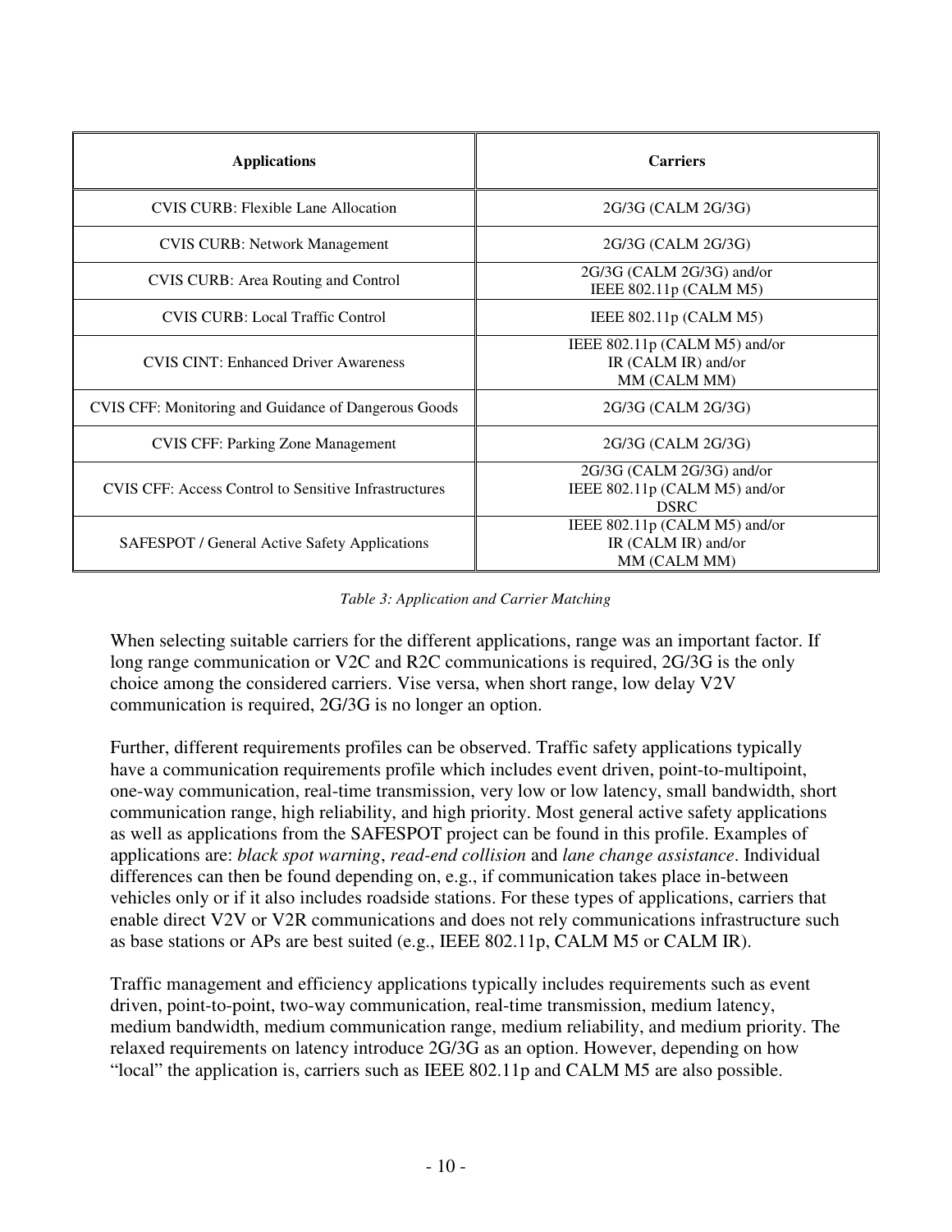| Applications | Carriers |
|---|---|
| CVIS CURB: Flexible Lane Allocation | 2G/3G (CALM 2G/3G) |
| CVIS CURB: Network Management | 2G/3G (CALM 2G/3G) |
| CVIS CURB: Area Routing and Control | 2G/3G (CALM 2G/3G) and/or IEEE 802.11p (CALM M5) |
| CVIS CURB: Local Traffic Control | IEEE 802.11p (CALM M5) |
| CVIS CINT: Enhanced Driver Awareness | IEEE 802.11p (CALM M5) and/or IR (CALM IR) and/or MM (CALM MM) |
| CVIS CFF: Monitoring and Guidance of Dangerous Goods | 2G/3G (CALM 2G/3G) |
| CVIS CFF: Parking Zone Management | 2G/3G (CALM 2G/3G) |
| CVIS CFF: Access Control to Sensitive Infrastructures | 2G/3G (CALM 2G/3G) and/or IEEE 802.11p (CALM M5) and/or DSRC |
| SAFESPOT / General Active Safety Applications | IEEE 802.11p (CALM M5) and/or IR (CALM IR) and/or MM (CALM MM) |

*Table 3: Application and Carrier Matching*

When selecting suitable carriers for the different applications, range was an important factor. If long range communication or V2C and R2C communications is required, 2G/3G is the only choice among the considered carriers. Vise versa, when short range, low delay V2V communication is required, 2G/3G is no longer an option.

Further, different requirements profiles can be observed. Traffic safety applications typically have a communication requirements profile which includes event driven, point-to-multipoint, one-way communication, real-time transmission, very low or low latency, small bandwidth, short communication range, high reliability, and high priority. Most general active safety applications as well as applications from the SAFESPOT project can be found in this profile. Examples of applications are: *black spot warning*, *read-end collision* and *lane change assistance*. Individual differences can then be found depending on, e.g., if communication takes place in-between vehicles only or if it also includes roadside stations. For these types of applications, carriers that enable direct V2V or V2R communications and does not rely communications infrastructure such as base stations or APs are best suited (e.g., IEEE 802.11p, CALM M5 or CALM IR).

Traffic management and efficiency applications typically includes requirements such as event driven, point-to-point, two-way communication, real-time transmission, medium latency, medium bandwidth, medium communication range, medium reliability, and medium priority. The relaxed requirements on latency introduce 2G/3G as an option. However, depending on how "local" the application is, carriers such as IEEE 802.11p and CALM M5 are also possible.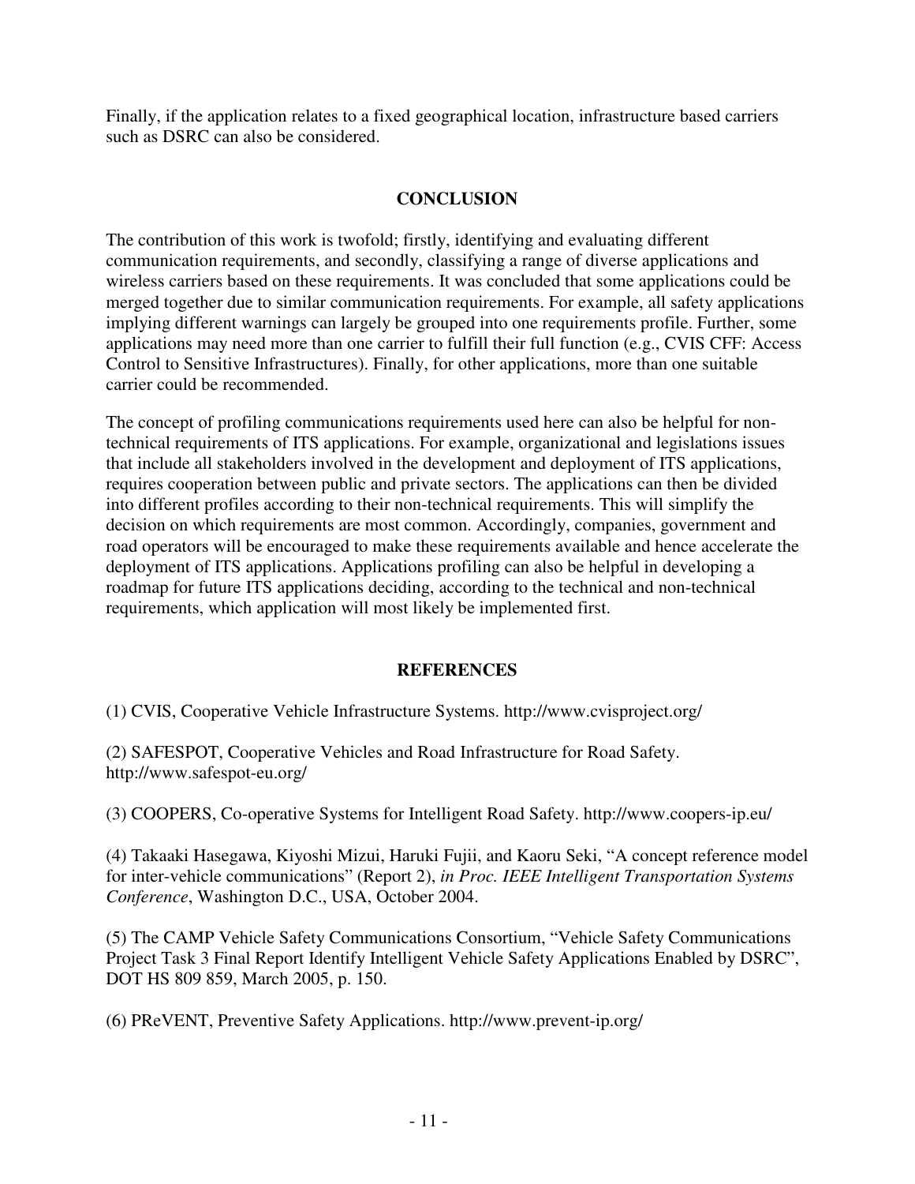Finally, if the application relates to a fixed geographical location, infrastructure based carriers such as DSRC can also be considered.

## CONCLUSION

The contribution of this work is twofold; firstly, identifying and evaluating different communication requirements, and secondly, classifying a range of diverse applications and wireless carriers based on these requirements. It was concluded that some applications could be merged together due to similar communication requirements. For example, all safety applications implying different warnings can largely be grouped into one requirements profile. Further, some applications may need more than one carrier to fulfill their full function (e.g., CVIS CFF: Access Control to Sensitive Infrastructures). Finally, for other applications, more than one suitable carrier could be recommended.

The concept of profiling communications requirements used here can also be helpful for non-technical requirements of ITS applications. For example, organizational and legislations issues that include all stakeholders involved in the development and deployment of ITS applications, requires cooperation between public and private sectors. The applications can then be divided into different profiles according to their non-technical requirements. This will simplify the decision on which requirements are most common. Accordingly, companies, government and road operators will be encouraged to make these requirements available and hence accelerate the deployment of ITS applications. Applications profiling can also be helpful in developing a roadmap for future ITS applications deciding, according to the technical and non-technical requirements, which application will most likely be implemented first.

## REFERENCES

(1) CVIS, Cooperative Vehicle Infrastructure Systems. http://www.cvisproject.org/

(2) SAFESPOT, Cooperative Vehicles and Road Infrastructure for Road Safety. http://www.safespot-eu.org/

(3) COOPERS, Co-operative Systems for Intelligent Road Safety. http://www.coopers-ip.eu/

(4) Takaaki Hasegawa, Kiyoshi Mizui, Haruki Fujii, and Kaoru Seki, "A concept reference model for inter-vehicle communications" (Report 2), *in Proc. IEEE Intelligent Transportation Systems Conference*, Washington D.C., USA, October 2004.

(5) The CAMP Vehicle Safety Communications Consortium, "Vehicle Safety Communications Project Task 3 Final Report Identify Intelligent Vehicle Safety Applications Enabled by DSRC", DOT HS 809 859, March 2005, p. 150.

(6) PReVENT, Preventive Safety Applications. http://www.prevent-ip.org/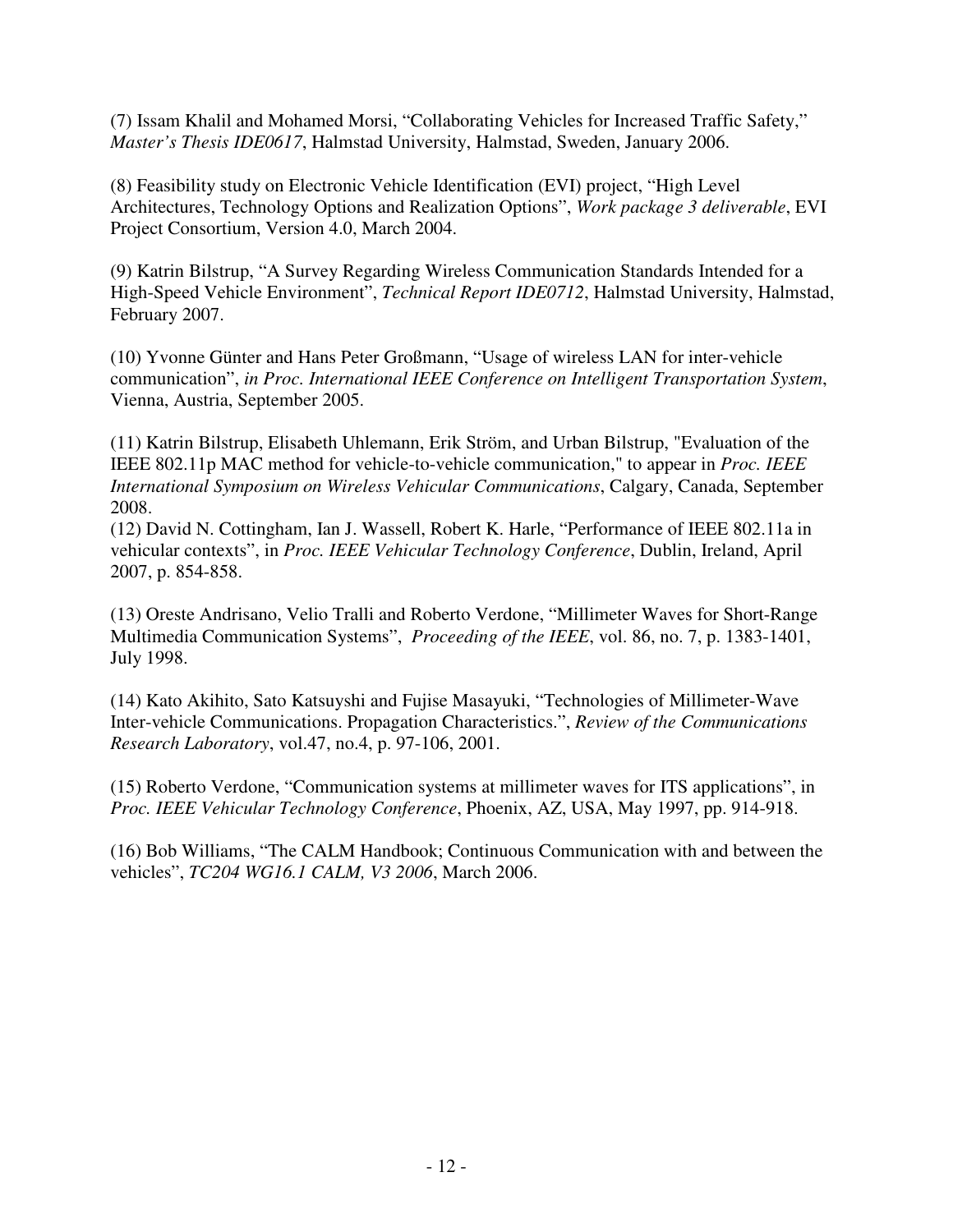(7) Issam Khalil and Mohamed Morsi, “Collaborating Vehicles for Increased Traffic Safety,” *Master’s Thesis IDE0617*, Halmstad University, Halmstad, Sweden, January 2006.

(8) Feasibility study on Electronic Vehicle Identification (EVI) project, “High Level Architectures, Technology Options and Realization Options”, *Work package 3 deliverable*, EVI Project Consortium, Version 4.0, March 2004.

(9) Katrin Bilstrup, “A Survey Regarding Wireless Communication Standards Intended for a High-Speed Vehicle Environment”, *Technical Report IDE0712*, Halmstad University, Halmstad, February 2007.

(10) Yvonne Günter and Hans Peter Großmann, “Usage of wireless LAN for inter-vehicle communication”, *in Proc. International IEEE Conference on Intelligent Transportation System*, Vienna, Austria, September 2005.

(11) Katrin Bilstrup, Elisabeth Uhlemann, Erik Ström, and Urban Bilstrup, "Evaluation of the IEEE 802.11p MAC method for vehicle-to-vehicle communication," to appear in *Proc. IEEE International Symposium on Wireless Vehicular Communications*, Calgary, Canada, September 2008.

(12) David N. Cottingham, Ian J. Wassell, Robert K. Harle, “Performance of IEEE 802.11a in vehicular contexts”, in *Proc. IEEE Vehicular Technology Conference*, Dublin, Ireland, April 2007, p. 854-858.

(13) Oreste Andrisano, Velio Tralli and Roberto Verdone, “Millimeter Waves for Short-Range Multimedia Communication Systems”, *Proceeding of the IEEE*, vol. 86, no. 7, p. 1383-1401, July 1998.

(14) Kato Akihito, Sato Katsuyshi and Fujise Masayuki, “Technologies of Millimeter-Wave Inter-vehicle Communications. Propagation Characteristics.”, *Review of the Communications Research Laboratory*, vol.47, no.4, p. 97-106, 2001.

(15) Roberto Verdone, “Communication systems at millimeter waves for ITS applications”, in *Proc. IEEE Vehicular Technology Conference*, Phoenix, AZ, USA, May 1997, pp. 914-918.

(16) Bob Williams, “The CALM Handbook; Continuous Communication with and between the vehicles”, *TC204 WG16.1 CALM, V3 2006*, March 2006.